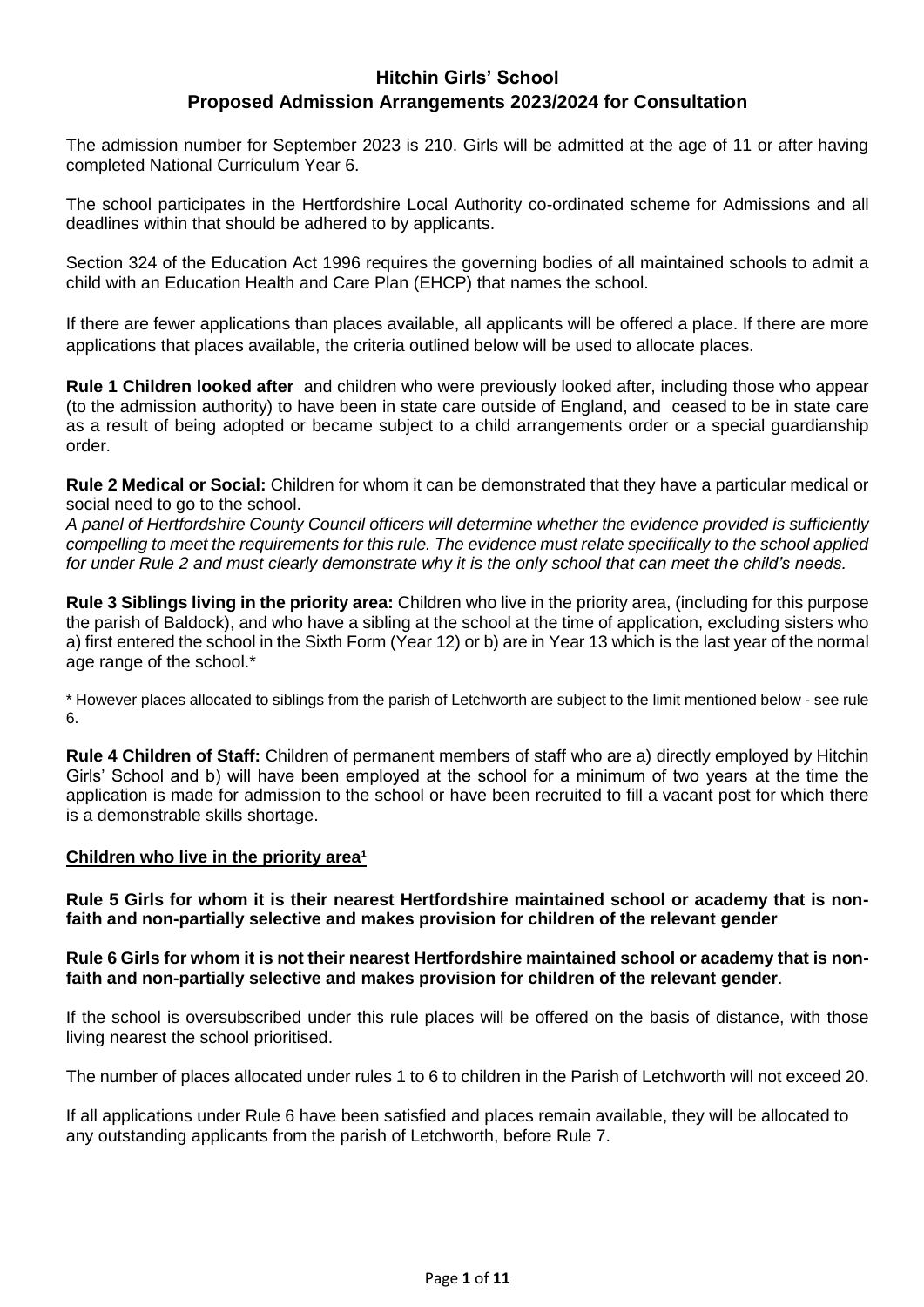# Hitchin Girls' School
## Proposed Admission Arrangements 2023/2024 for Consultation

The admission number for September 2023 is 210. Girls will be admitted at the age of 11 or after having completed National Curriculum Year 6.

The school participates in the Hertfordshire Local Authority co-ordinated scheme for Admissions and all deadlines within that should be adhered to by applicants.

Section 324 of the Education Act 1996 requires the governing bodies of all maintained schools to admit a child with an Education Health and Care Plan (EHCP) that names the school.

If there are fewer applications than places available, all applicants will be offered a place. If there are more applications that places available, the criteria outlined below will be used to allocate places.

**Rule 1 Children looked after** and children who were previously looked after, including those who appear (to the admission authority) to have been in state care outside of England, and ceased to be in state care as a result of being adopted or became subject to a child arrangements order or a special guardianship order.

**Rule 2 Medical or Social:** Children for whom it can be demonstrated that they have a particular medical or social need to go to the school.
*A panel of Hertfordshire County Council officers will determine whether the evidence provided is sufficiently compelling to meet the requirements for this rule. The evidence must relate specifically to the school applied for under Rule 2 and must clearly demonstrate why it is the only school that can meet the child's needs.*

**Rule 3 Siblings living in the priority area:** Children who live in the priority area, (including for this purpose the parish of Baldock), and who have a sibling at the school at the time of application, excluding sisters who a) first entered the school in the Sixth Form (Year 12) or b) are in Year 13 which is the last year of the normal age range of the school.*

\* However places allocated to siblings from the parish of Letchworth are subject to the limit mentioned below - see rule 6.

**Rule 4 Children of Staff:** Children of permanent members of staff who are a) directly employed by Hitchin Girls' School and b) will have been employed at the school for a minimum of two years at the time the application is made for admission to the school or have been recruited to fill a vacant post for which there is a demonstrable skills shortage.

**Children who live in the priority area[1]**

**Rule 5 Girls for whom it is their nearest Hertfordshire maintained school or academy that is non-faith and non-partially selective and makes provision for children of the relevant gender**

**Rule 6 Girls for whom it is not their nearest Hertfordshire maintained school or academy that is non-faith and non-partially selective and makes provision for children of the relevant gender**.

If the school is oversubscribed under this rule places will be offered on the basis of distance, with those living nearest the school prioritised.

The number of places allocated under rules 1 to 6 to children in the Parish of Letchworth will not exceed 20.

If all applications under Rule 6 have been satisfied and places remain available, they will be allocated to any outstanding applicants from the parish of Letchworth, before Rule 7.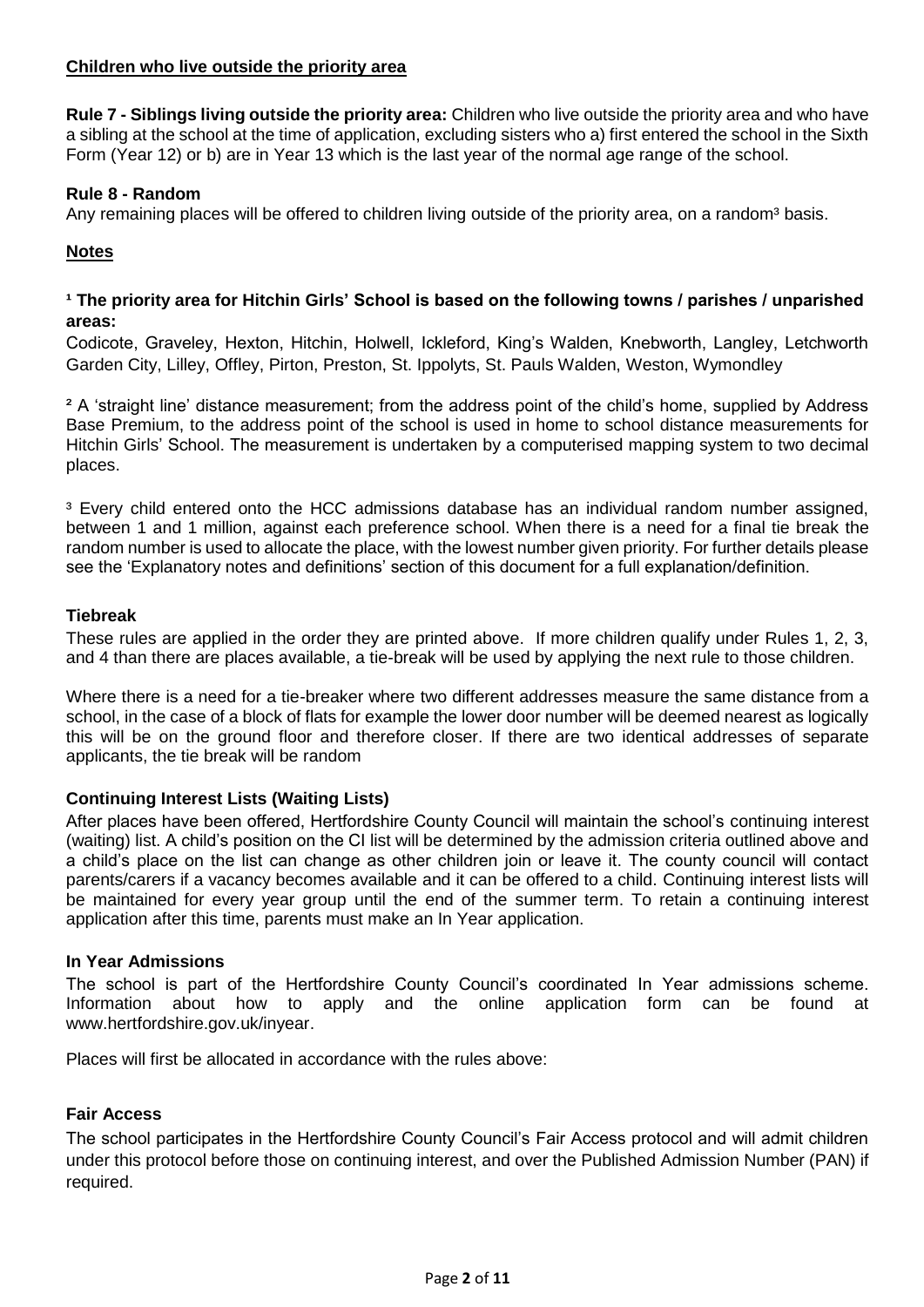## Children who live outside the priority area

**Rule 7 - Siblings living outside the priority area:** Children who live outside the priority area and who have a sibling at the school at the time of application, excluding sisters who a) first entered the school in the Sixth Form (Year 12) or b) are in Year 13 which is the last year of the normal age range of the school.

**Rule 8 - Random**

Any remaining places will be offered to children living outside of the priority area, on a random[3] basis.

## Notes

**[1] The priority area for Hitchin Girls' School is based on the following towns / parishes / unparished areas:**

Codicote, Graveley, Hexton, Hitchin, Holwell, Ickleford, King's Walden, Knebworth, Langley, Letchworth Garden City, Lilley, Offley, Pirton, Preston, St. Ippolyts, St. Pauls Walden, Weston, Wymondley

[2] A 'straight line' distance measurement; from the address point of the child's home, supplied by Address Base Premium, to the address point of the school is used in home to school distance measurements for Hitchin Girls' School. The measurement is undertaken by a computerised mapping system to two decimal places.

[3] Every child entered onto the HCC admissions database has an individual random number assigned, between 1 and 1 million, against each preference school. When there is a need for a final tie break the random number is used to allocate the place, with the lowest number given priority. For further details please see the 'Explanatory notes and definitions' section of this document for a full explanation/definition.

### Tiebreak

These rules are applied in the order they are printed above. If more children qualify under Rules 1, 2, 3, and 4 than there are places available, a tie-break will be used by applying the next rule to those children.

Where there is a need for a tie-breaker where two different addresses measure the same distance from a school, in the case of a block of flats for example the lower door number will be deemed nearest as logically this will be on the ground floor and therefore closer. If there are two identical addresses of separate applicants, the tie break will be random

### Continuing Interest Lists (Waiting Lists)

After places have been offered, Hertfordshire County Council will maintain the school's continuing interest (waiting) list. A child's position on the CI list will be determined by the admission criteria outlined above and a child's place on the list can change as other children join or leave it. The county council will contact parents/carers if a vacancy becomes available and it can be offered to a child. Continuing interest lists will be maintained for every year group until the end of the summer term. To retain a continuing interest application after this time, parents must make an In Year application.

### In Year Admissions

The school is part of the Hertfordshire County Council's coordinated In Year admissions scheme. Information about how to apply and the online application form can be found at www.hertfordshire.gov.uk/inyear.

Places will first be allocated in accordance with the rules above:

### Fair Access

The school participates in the Hertfordshire County Council's Fair Access protocol and will admit children under this protocol before those on continuing interest, and over the Published Admission Number (PAN) if required.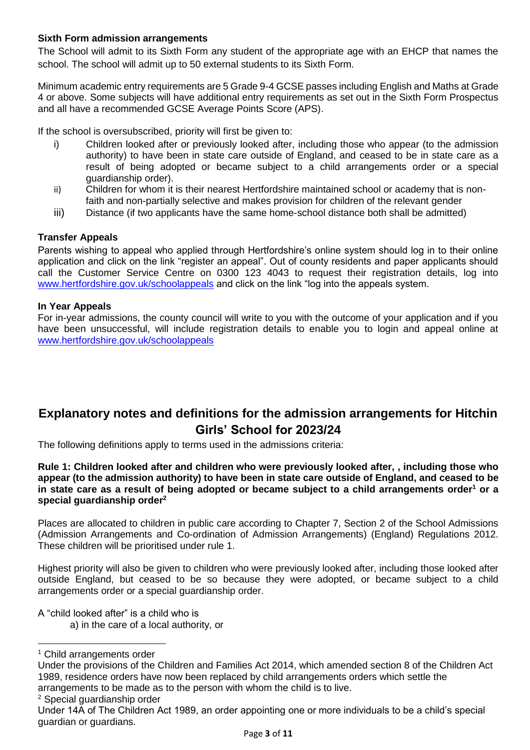**Sixth Form admission arrangements**

The School will admit to its Sixth Form any student of the appropriate age with an EHCP that names the school. The school will admit up to 50 external students to its Sixth Form.

Minimum academic entry requirements are 5 Grade 9-4 GCSE passes including English and Maths at Grade 4 or above. Some subjects will have additional entry requirements as set out in the Sixth Form Prospectus and all have a recommended GCSE Average Points Score (APS).

If the school is oversubscribed, priority will first be given to:

i) Children looked after or previously looked after, including those who appear (to the admission authority) to have been in state care outside of England, and ceased to be in state care as a result of being adopted or became subject to a child arrangements order or a special guardianship order).

ii) Children for whom it is their nearest Hertfordshire maintained school or academy that is non-faith and non-partially selective and makes provision for children of the relevant gender

iii) Distance (if two applicants have the same home-school distance both shall be admitted)

**Transfer Appeals**

Parents wishing to appeal who applied through Hertfordshire's online system should log in to their online application and click on the link "register an appeal". Out of county residents and paper applicants should call the Customer Service Centre on 0300 123 4043 to request their registration details, log into www.hertfordshire.gov.uk/schoolappeals and click on the link "log into the appeals system.

**In Year Appeals**

For in-year admissions, the county council will write to you with the outcome of your application and if you have been unsuccessful, will include registration details to enable you to login and appeal online at www.hertfordshire.gov.uk/schoolappeals

## Explanatory notes and definitions for the admission arrangements for Hitchin Girls' School for 2023/24

The following definitions apply to terms used in the admissions criteria:

**Rule 1: Children looked after and children who were previously looked after, , including those who appear (to the admission authority) to have been in state care outside of England, and ceased to be in state care as a result of being adopted or became subject to a child arrangements order[1] or a special guardianship order[2]**

Places are allocated to children in public care according to Chapter 7, Section 2 of the School Admissions (Admission Arrangements and Co-ordination of Admission Arrangements) (England) Regulations 2012. These children will be prioritised under rule 1.

Highest priority will also be given to children who were previously looked after, including those looked after outside England, but ceased to be so because they were adopted, or became subject to a child arrangements order or a special guardianship order.

A "child looked after" is a child who is

a) in the care of a local authority, or

---

[1] Child arrangements order
Under the provisions of the Children and Families Act 2014, which amended section 8 of the Children Act 1989, residence orders have now been replaced by child arrangements orders which settle the arrangements to be made as to the person with whom the child is to live.

[2] Special guardianship order
Under 14A of The Children Act 1989, an order appointing one or more individuals to be a child's special guardian or guardians.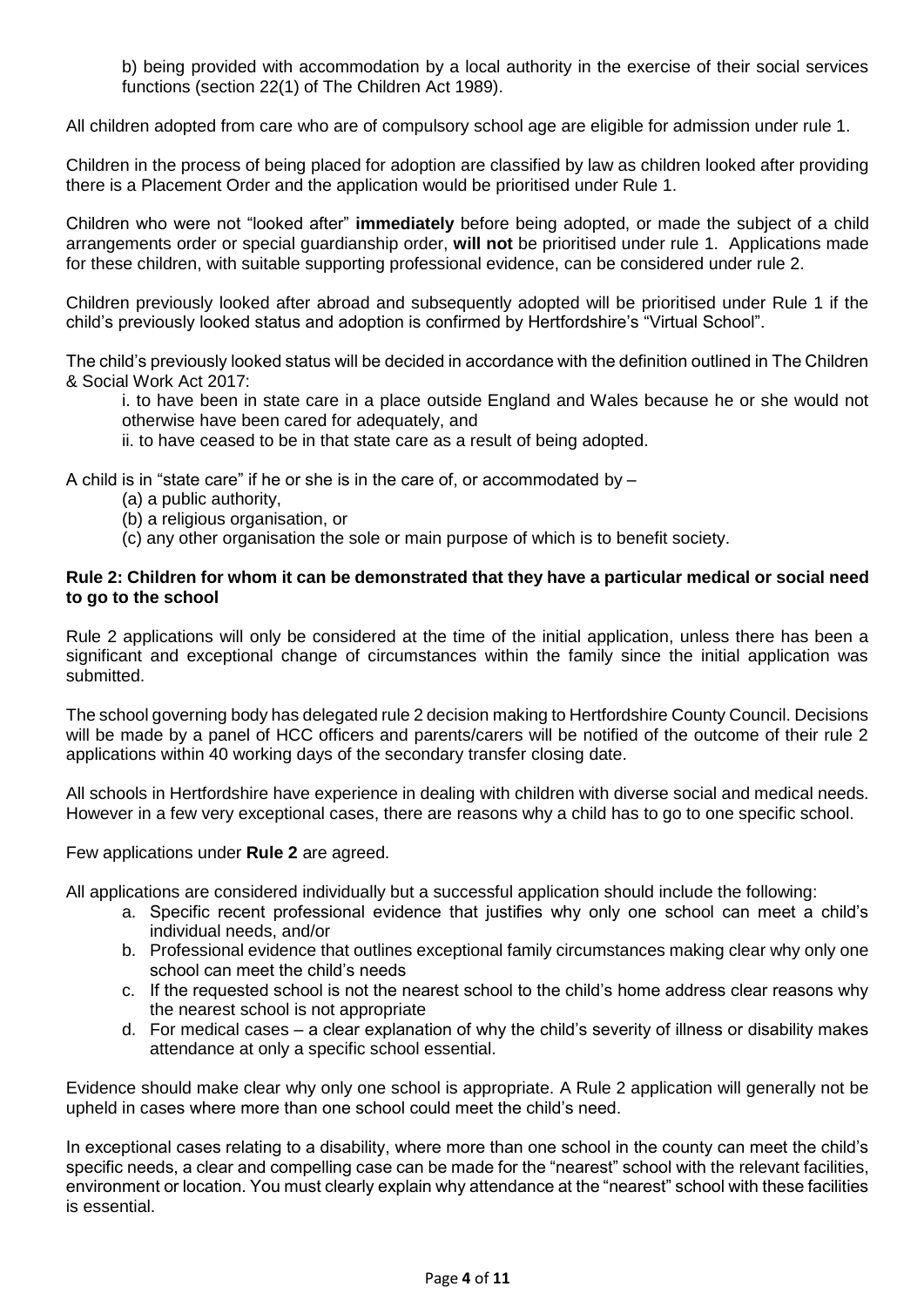b) being provided with accommodation by a local authority in the exercise of their social services functions (section 22(1) of The Children Act 1989).

All children adopted from care who are of compulsory school age are eligible for admission under rule 1.

Children in the process of being placed for adoption are classified by law as children looked after providing there is a Placement Order and the application would be prioritised under Rule 1.

Children who were not "looked after" **immediately** before being adopted, or made the subject of a child arrangements order or special guardianship order, **will not** be prioritised under rule 1. Applications made for these children, with suitable supporting professional evidence, can be considered under rule 2.

Children previously looked after abroad and subsequently adopted will be prioritised under Rule 1 if the child's previously looked status and adoption is confirmed by Hertfordshire's "Virtual School".

The child's previously looked status will be decided in accordance with the definition outlined in The Children & Social Work Act 2017:

i. to have been in state care in a place outside England and Wales because he or she would not otherwise have been cared for adequately, and
ii. to have ceased to be in that state care as a result of being adopted.

A child is in "state care" if he or she is in the care of, or accommodated by –

(a) a public authority,
(b) a religious organisation, or
(c) any other organisation the sole or main purpose of which is to benefit society.

**Rule 2: Children for whom it can be demonstrated that they have a particular medical or social need to go to the school**

Rule 2 applications will only be considered at the time of the initial application, unless there has been a significant and exceptional change of circumstances within the family since the initial application was submitted.

The school governing body has delegated rule 2 decision making to Hertfordshire County Council. Decisions will be made by a panel of HCC officers and parents/carers will be notified of the outcome of their rule 2 applications within 40 working days of the secondary transfer closing date.

All schools in Hertfordshire have experience in dealing with children with diverse social and medical needs. However in a few very exceptional cases, there are reasons why a child has to go to one specific school.

Few applications under **Rule 2** are agreed.

All applications are considered individually but a successful application should include the following:

a. Specific recent professional evidence that justifies why only one school can meet a child's individual needs, and/or
b. Professional evidence that outlines exceptional family circumstances making clear why only one school can meet the child's needs
c. If the requested school is not the nearest school to the child's home address clear reasons why the nearest school is not appropriate
d. For medical cases – a clear explanation of why the child's severity of illness or disability makes attendance at only a specific school essential.

Evidence should make clear why only one school is appropriate. A Rule 2 application will generally not be upheld in cases where more than one school could meet the child's need.

In exceptional cases relating to a disability, where more than one school in the county can meet the child's specific needs, a clear and compelling case can be made for the "nearest" school with the relevant facilities, environment or location. You must clearly explain why attendance at the "nearest" school with these facilities is essential.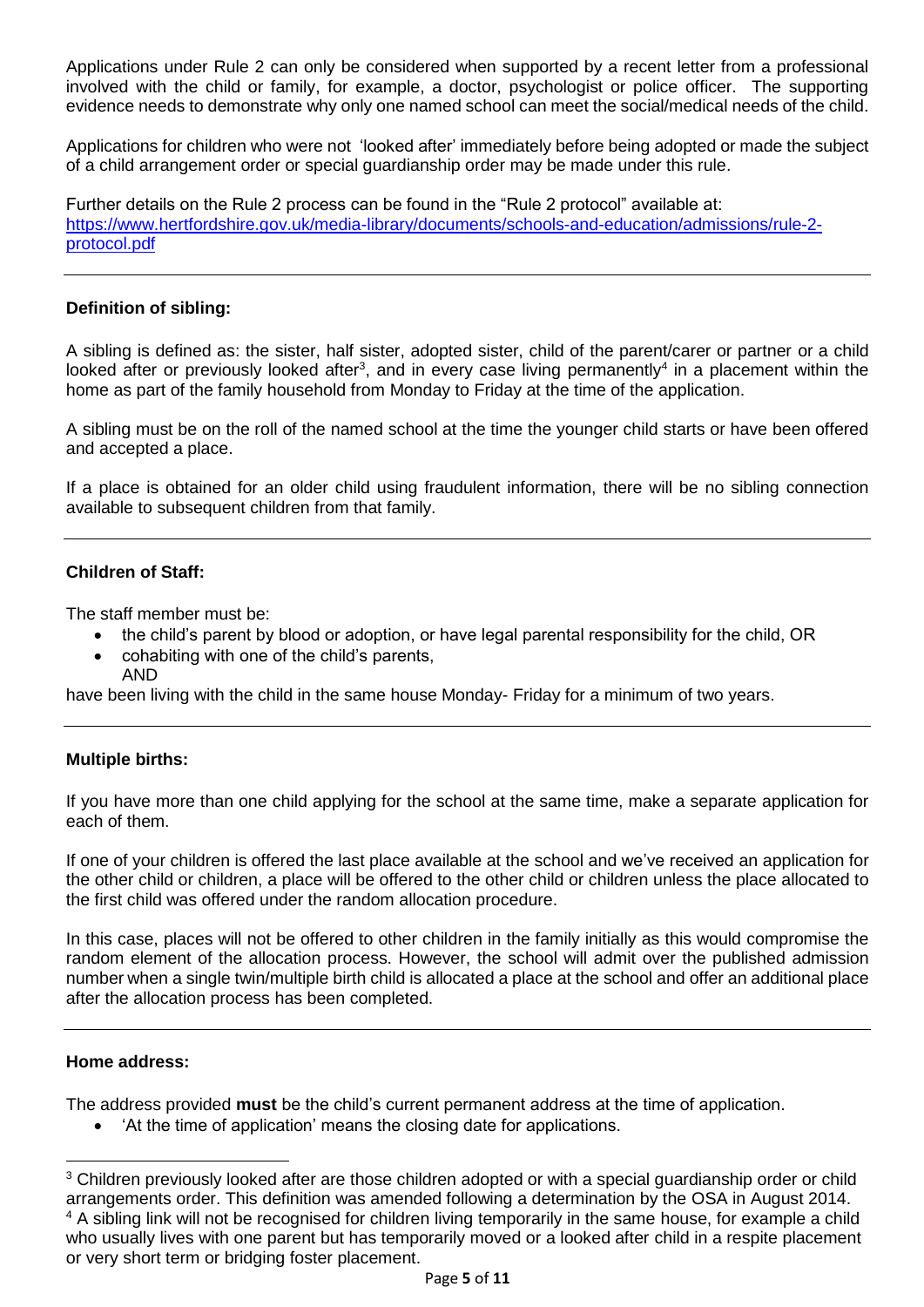Applications under Rule 2 can only be considered when supported by a recent letter from a professional involved with the child or family, for example, a doctor, psychologist or police officer. The supporting evidence needs to demonstrate why only one named school can meet the social/medical needs of the child.

Applications for children who were not 'looked after' immediately before being adopted or made the subject of a child arrangement order or special guardianship order may be made under this rule.

Further details on the Rule 2 process can be found in the "Rule 2 protocol" available at: [https://www.hertfordshire.gov.uk/media-library/documents/schools-and-education/admissions/rule-2-protocol.pdf](https://www.hertfordshire.gov.uk/media-library/documents/schools-and-education/admissions/rule-2-protocol.pdf)

---

**Definition of sibling:**

A sibling is defined as: the sister, half sister, adopted sister, child of the parent/carer or partner or a child looked after or previously looked after[3], and in every case living permanently[4] in a placement within the home as part of the family household from Monday to Friday at the time of the application.

A sibling must be on the roll of the named school at the time the younger child starts or have been offered and accepted a place.

If a place is obtained for an older child using fraudulent information, there will be no sibling connection available to subsequent children from that family.

---

**Children of Staff:**

The staff member must be:

- the child's parent by blood or adoption, or have legal parental responsibility for the child, OR
- cohabiting with one of the child's parents,
  AND

have been living with the child in the same house Monday- Friday for a minimum of two years.

---

**Multiple births:**

If you have more than one child applying for the school at the same time, make a separate application for each of them.

If one of your children is offered the last place available at the school and we've received an application for the other child or children, a place will be offered to the other child or children unless the place allocated to the first child was offered under the random allocation procedure.

In this case, places will not be offered to other children in the family initially as this would compromise the random element of the allocation process. However, the school will admit over the published admission number when a single twin/multiple birth child is allocated a place at the school and offer an additional place after the allocation process has been completed.

---

**Home address:**

The address provided **must** be the child's current permanent address at the time of application.

- 'At the time of application' means the closing date for applications.

---

[3] Children previously looked after are those children adopted or with a special guardianship order or child arrangements order. This definition was amended following a determination by the OSA in August 2014.

[4] A sibling link will not be recognised for children living temporarily in the same house, for example a child who usually lives with one parent but has temporarily moved or a looked after child in a respite placement or very short term or bridging foster placement.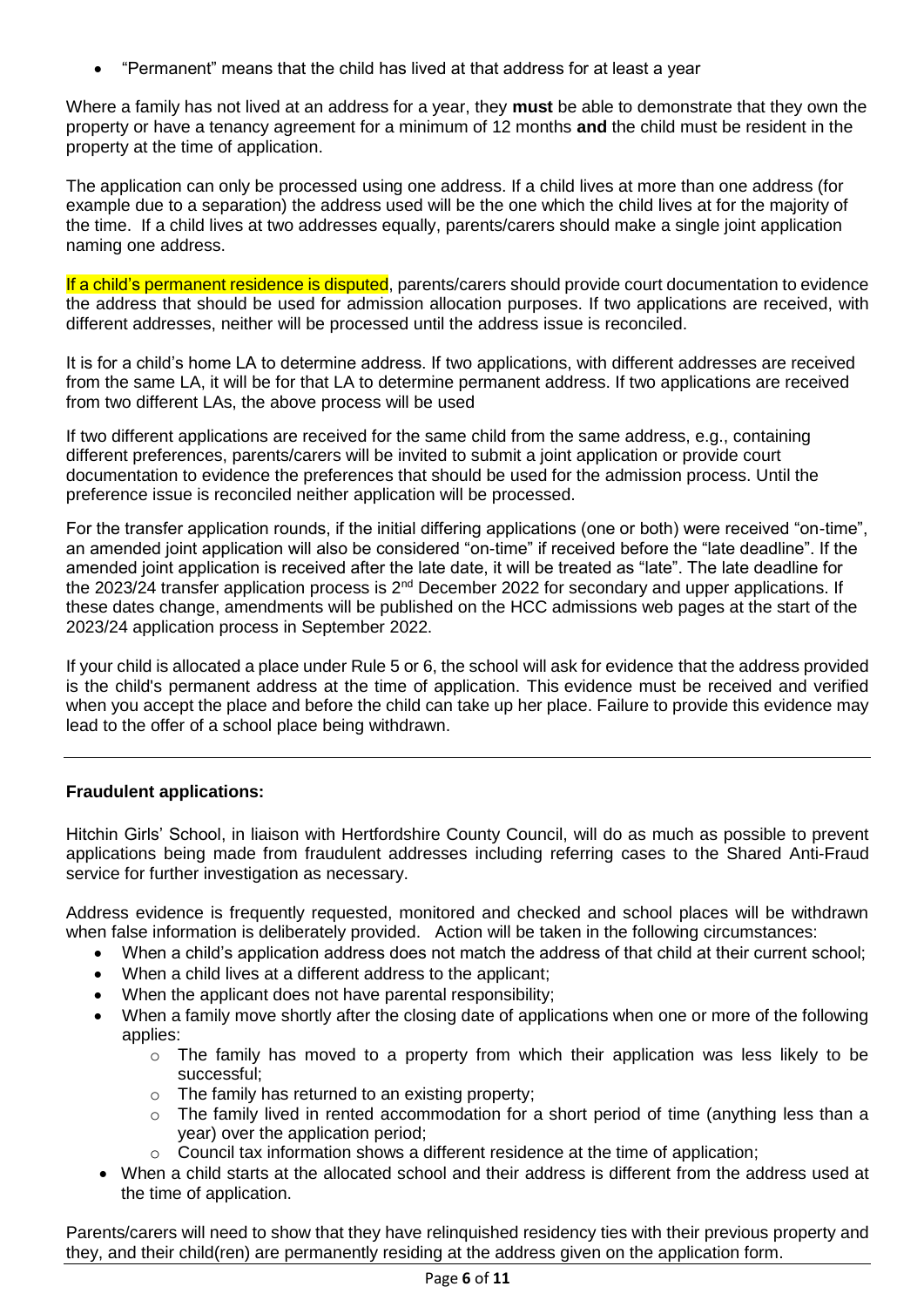- "Permanent" means that the child has lived at that address for at least a year

Where a family has not lived at an address for a year, they **must** be able to demonstrate that they own the property or have a tenancy agreement for a minimum of 12 months **and** the child must be resident in the property at the time of application.

The application can only be processed using one address. If a child lives at more than one address (for example due to a separation) the address used will be the one which the child lives at for the majority of the time. If a child lives at two addresses equally, parents/carers should make a single joint application naming one address.

If a child's permanent residence is disputed, parents/carers should provide court documentation to evidence the address that should be used for admission allocation purposes. If two applications are received, with different addresses, neither will be processed until the address issue is reconciled.

It is for a child's home LA to determine address. If two applications, with different addresses are received from the same LA, it will be for that LA to determine permanent address. If two applications are received from two different LAs, the above process will be used

If two different applications are received for the same child from the same address, e.g., containing different preferences, parents/carers will be invited to submit a joint application or provide court documentation to evidence the preferences that should be used for the admission process. Until the preference issue is reconciled neither application will be processed.

For the transfer application rounds, if the initial differing applications (one or both) were received "on-time", an amended joint application will also be considered "on-time" if received before the "late deadline". If the amended joint application is received after the late date, it will be treated as "late". The late deadline for the 2023/24 transfer application process is 2nd December 2022 for secondary and upper applications. If these dates change, amendments will be published on the HCC admissions web pages at the start of the 2023/24 application process in September 2022.

If your child is allocated a place under Rule 5 or 6, the school will ask for evidence that the address provided is the child's permanent address at the time of application. This evidence must be received and verified when you accept the place and before the child can take up her place. Failure to provide this evidence may lead to the offer of a school place being withdrawn.

---

**Fraudulent applications:**

Hitchin Girls' School, in liaison with Hertfordshire County Council, will do as much as possible to prevent applications being made from fraudulent addresses including referring cases to the Shared Anti-Fraud service for further investigation as necessary.

Address evidence is frequently requested, monitored and checked and school places will be withdrawn when false information is deliberately provided. Action will be taken in the following circumstances:

- When a child's application address does not match the address of that child at their current school;
- When a child lives at a different address to the applicant;
- When the applicant does not have parental responsibility;
- When a family move shortly after the closing date of applications when one or more of the following applies:
  - The family has moved to a property from which their application was less likely to be successful;
  - The family has returned to an existing property;
  - The family lived in rented accommodation for a short period of time (anything less than a year) over the application period;
  - Council tax information shows a different residence at the time of application;
- When a child starts at the allocated school and their address is different from the address used at the time of application.

Parents/carers will need to show that they have relinquished residency ties with their previous property and they, and their child(ren) are permanently residing at the address given on the application form.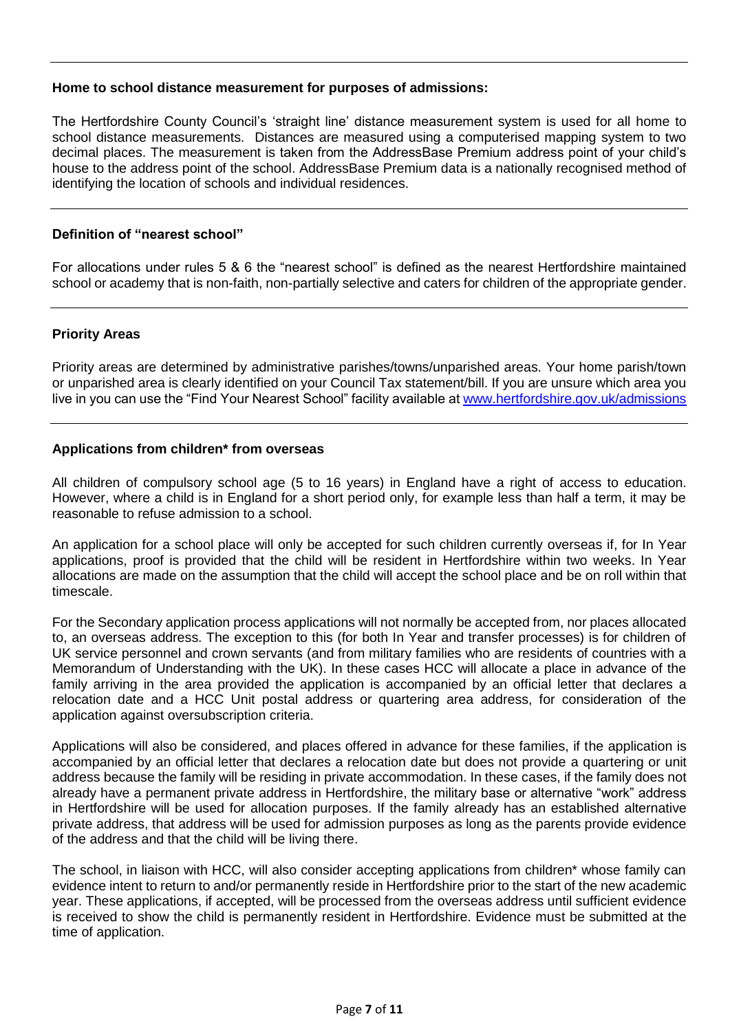### Home to school distance measurement for purposes of admissions:

The Hertfordshire County Council's 'straight line' distance measurement system is used for all home to school distance measurements. Distances are measured using a computerised mapping system to two decimal places. The measurement is taken from the AddressBase Premium address point of your child's house to the address point of the school. AddressBase Premium data is a nationally recognised method of identifying the location of schools and individual residences.

### Definition of "nearest school"

For allocations under rules 5 & 6 the "nearest school" is defined as the nearest Hertfordshire maintained school or academy that is non-faith, non-partially selective and caters for children of the appropriate gender.

### Priority Areas

Priority areas are determined by administrative parishes/towns/unparished areas. Your home parish/town or unparished area is clearly identified on your Council Tax statement/bill. If you are unsure which area you live in you can use the "Find Your Nearest School" facility available at [www.hertfordshire.gov.uk/admissions](http://www.hertfordshire.gov.uk/admissions)

### Applications from children* from overseas

All children of compulsory school age (5 to 16 years) in England have a right of access to education. However, where a child is in England for a short period only, for example less than half a term, it may be reasonable to refuse admission to a school.

An application for a school place will only be accepted for such children currently overseas if, for In Year applications, proof is provided that the child will be resident in Hertfordshire within two weeks. In Year allocations are made on the assumption that the child will accept the school place and be on roll within that timescale.

For the Secondary application process applications will not normally be accepted from, nor places allocated to, an overseas address. The exception to this (for both In Year and transfer processes) is for children of UK service personnel and crown servants (and from military families who are residents of countries with a Memorandum of Understanding with the UK). In these cases HCC will allocate a place in advance of the family arriving in the area provided the application is accompanied by an official letter that declares a relocation date and a HCC Unit postal address or quartering area address, for consideration of the application against oversubscription criteria.

Applications will also be considered, and places offered in advance for these families, if the application is accompanied by an official letter that declares a relocation date but does not provide a quartering or unit address because the family will be residing in private accommodation. In these cases, if the family does not already have a permanent private address in Hertfordshire, the military base or alternative "work" address in Hertfordshire will be used for allocation purposes. If the family already has an established alternative private address, that address will be used for admission purposes as long as the parents provide evidence of the address and that the child will be living there.

The school, in liaison with HCC, will also consider accepting applications from children* whose family can evidence intent to return to and/or permanently reside in Hertfordshire prior to the start of the new academic year. These applications, if accepted, will be processed from the overseas address until sufficient evidence is received to show the child is permanently resident in Hertfordshire. Evidence must be submitted at the time of application.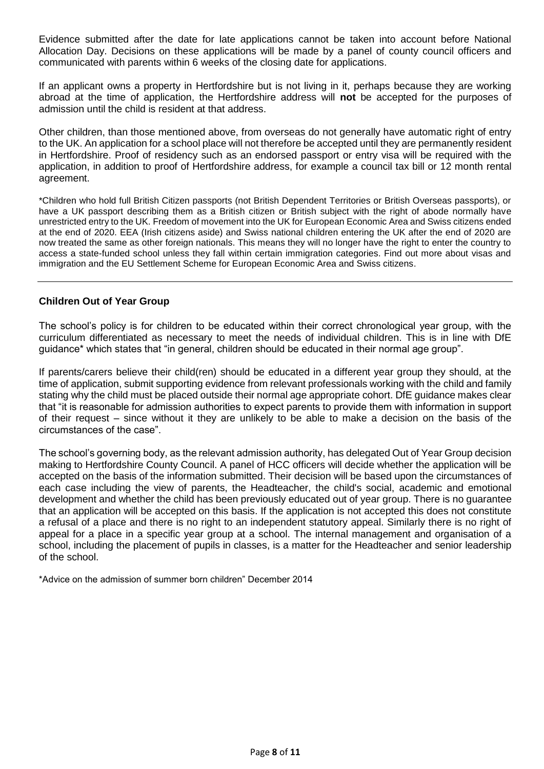Evidence submitted after the date for late applications cannot be taken into account before National Allocation Day. Decisions on these applications will be made by a panel of county council officers and communicated with parents within 6 weeks of the closing date for applications.

If an applicant owns a property in Hertfordshire but is not living in it, perhaps because they are working abroad at the time of application, the Hertfordshire address will **not** be accepted for the purposes of admission until the child is resident at that address.

Other children, than those mentioned above, from overseas do not generally have automatic right of entry to the UK. An application for a school place will not therefore be accepted until they are permanently resident in Hertfordshire. Proof of residency such as an endorsed passport or entry visa will be required with the application, in addition to proof of Hertfordshire address, for example a council tax bill or 12 month rental agreement.

*Children who hold full British Citizen passports (not British Dependent Territories or British Overseas passports), or have a UK passport describing them as a British citizen or British subject with the right of abode normally have unrestricted entry to the UK. Freedom of movement into the UK for European Economic Area and Swiss citizens ended at the end of 2020. EEA (Irish citizens aside) and Swiss national children entering the UK after the end of 2020 are now treated the same as other foreign nationals. This means they will no longer have the right to enter the country to access a state-funded school unless they fall within certain immigration categories. Find out more about visas and immigration and the EU Settlement Scheme for European Economic Area and Swiss citizens.

---

### Children Out of Year Group

The school's policy is for children to be educated within their correct chronological year group, with the curriculum differentiated as necessary to meet the needs of individual children. This is in line with DfE guidance* which states that "in general, children should be educated in their normal age group".

If parents/carers believe their child(ren) should be educated in a different year group they should, at the time of application, submit supporting evidence from relevant professionals working with the child and family stating why the child must be placed outside their normal age appropriate cohort. DfE guidance makes clear that "it is reasonable for admission authorities to expect parents to provide them with information in support of their request – since without it they are unlikely to be able to make a decision on the basis of the circumstances of the case".

The school's governing body, as the relevant admission authority, has delegated Out of Year Group decision making to Hertfordshire County Council. A panel of HCC officers will decide whether the application will be accepted on the basis of the information submitted. Their decision will be based upon the circumstances of each case including the view of parents, the Headteacher, the child's social, academic and emotional development and whether the child has been previously educated out of year group. There is no guarantee that an application will be accepted on this basis. If the application is not accepted this does not constitute a refusal of a place and there is no right to an independent statutory appeal. Similarly there is no right of appeal for a place in a specific year group at a school. The internal management and organisation of a school, including the placement of pupils in classes, is a matter for the Headteacher and senior leadership of the school.

*Advice on the admission of summer born children" December 2014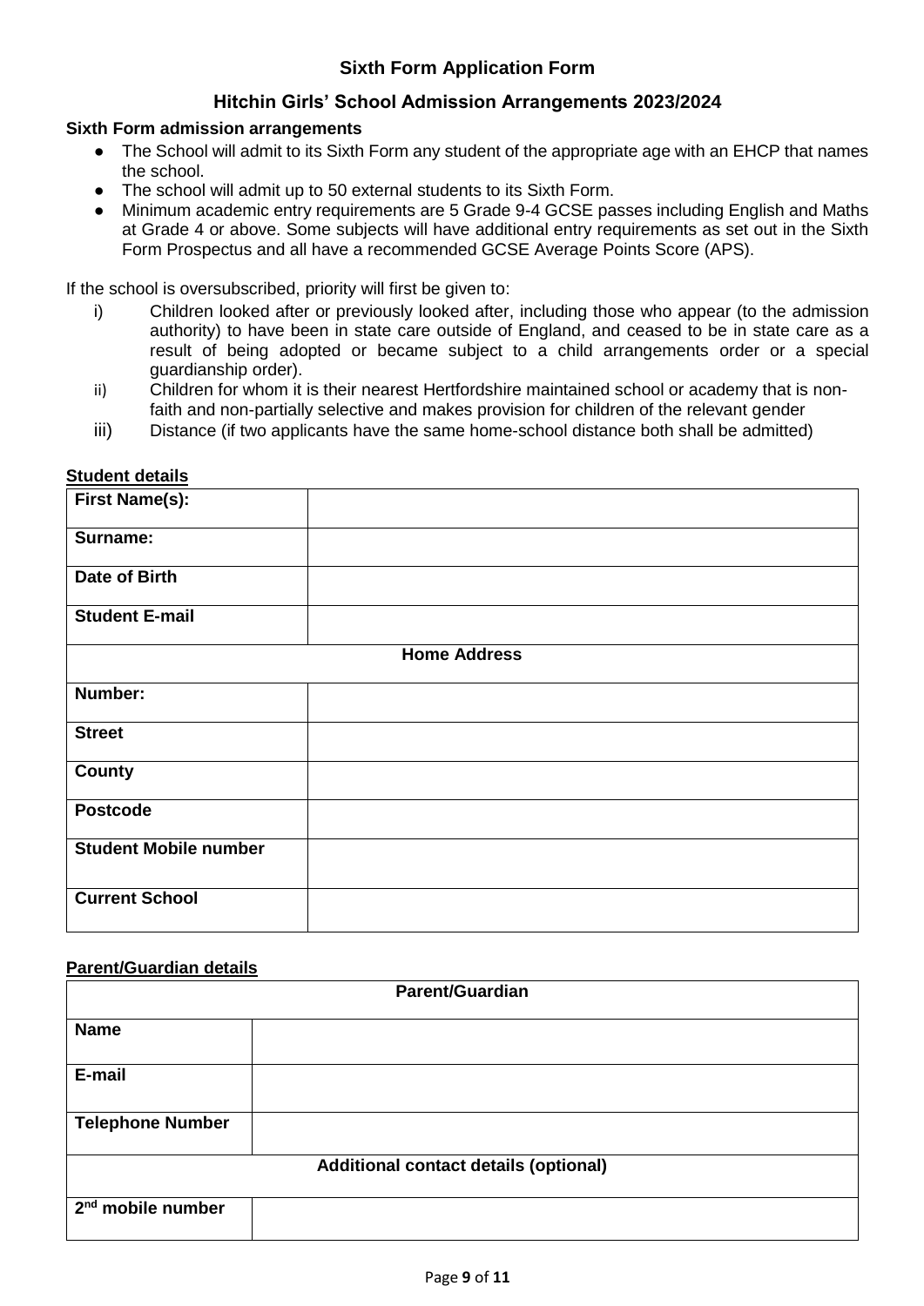## Sixth Form Application Form

### Hitchin Girls' School Admission Arrangements 2023/2024

**Sixth Form admission arrangements**

- The School will admit to its Sixth Form any student of the appropriate age with an EHCP that names the school.
- The school will admit up to 50 external students to its Sixth Form.
- Minimum academic entry requirements are 5 Grade 9-4 GCSE passes including English and Maths at Grade 4 or above. Some subjects will have additional entry requirements as set out in the Sixth Form Prospectus and all have a recommended GCSE Average Points Score (APS).

If the school is oversubscribed, priority will first be given to:

i) Children looked after or previously looked after, including those who appear (to the admission authority) to have been in state care outside of England, and ceased to be in state care as a result of being adopted or became subject to a child arrangements order or a special guardianship order).

ii) Children for whom it is their nearest Hertfordshire maintained school or academy that is non-faith and non-partially selective and makes provision for children of the relevant gender

iii) Distance (if two applicants have the same home-school distance both shall be admitted)

**Student details**

| **First Name(s):** | |
|---|---|
| **Surname:** | |
| **Date of Birth** | |
| **Student E-mail** | |
| **Home Address** | |
| **Number:** | |
| **Street** | |
| **County** | |
| **Postcode** | |
| **Student Mobile number** | |
| **Current School** | |

**Parent/Guardian details**

| **Parent/Guardian** | |
|---|---|
| **Name** | |
| **E-mail** | |
| **Telephone Number** | |
| **Additional contact details (optional)** | |
| **2nd mobile number** | |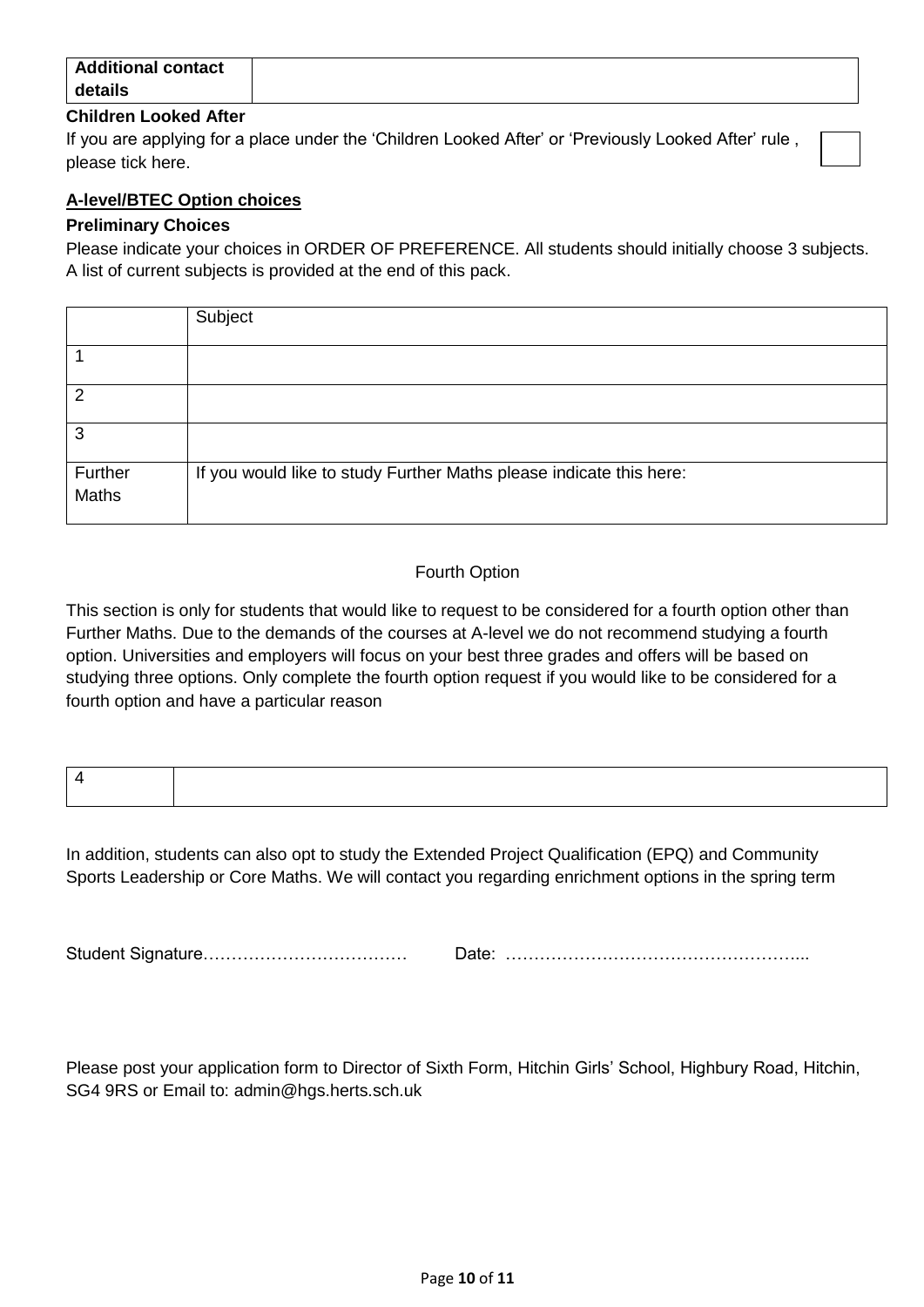| Additional contact details | |
|---|---|

**Children Looked After**

If you are applying for a place under the 'Children Looked After' or 'Previously Looked After' rule , please tick here. ☐

## A-level/BTEC Option choices

**Preliminary Choices**

Please indicate your choices in ORDER OF PREFERENCE. All students should initially choose 3 subjects. A list of current subjects is provided at the end of this pack.

| | Subject |
|---|---|
| 1 | |
| 2 | |
| 3 | |
| Further Maths | If you would like to study Further Maths please indicate this here: |

Fourth Option

This section is only for students that would like to request to be considered for a fourth option other than Further Maths. Due to the demands of the courses at A-level we do not recommend studying a fourth option. Universities and employers will focus on your best three grades and offers will be based on studying three options. Only complete the fourth option request if you would like to be considered for a fourth option and have a particular reason

| 4 | |
|---|---|

In addition, students can also opt to study the Extended Project Qualification (EPQ) and Community Sports Leadership or Core Maths. We will contact you regarding enrichment options in the spring term

Student Signature……………………………… Date: ……………………………………………...

Please post your application form to Director of Sixth Form, Hitchin Girls' School, Highbury Road, Hitchin, SG4 9RS or Email to: admin@hgs.herts.sch.uk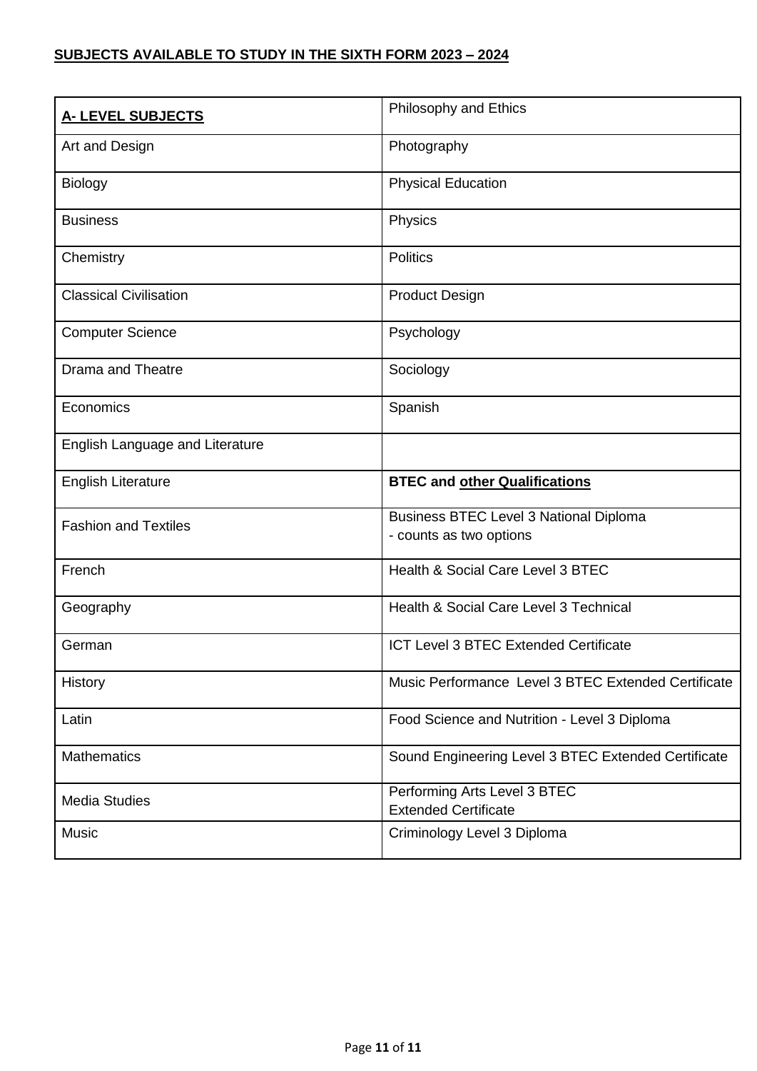**SUBJECTS AVAILABLE TO STUDY IN THE SIXTH FORM 2023 – 2024**

| | |
|---|---|
| **A- LEVEL SUBJECTS** | Philosophy and Ethics |
| Art and Design | Photography |
| Biology | Physical Education |
| Business | Physics |
| Chemistry | Politics |
| Classical Civilisation | Product Design |
| Computer Science | Psychology |
| Drama and Theatre | Sociology |
| Economics | Spanish |
| English Language and Literature | |
| English Literature | **BTEC and other Qualifications** |
| Fashion and Textiles | Business BTEC Level 3 National Diploma - counts as two options |
| French | Health & Social Care Level 3 BTEC |
| Geography | Health & Social Care Level 3 Technical |
| German | ICT Level 3 BTEC Extended Certificate |
| History | Music Performance Level 3 BTEC Extended Certificate |
| Latin | Food Science and Nutrition - Level 3 Diploma |
| Mathematics | Sound Engineering Level 3 BTEC Extended Certificate |
| Media Studies | Performing Arts Level 3 BTEC Extended Certificate |
| Music | Criminology Level 3 Diploma |